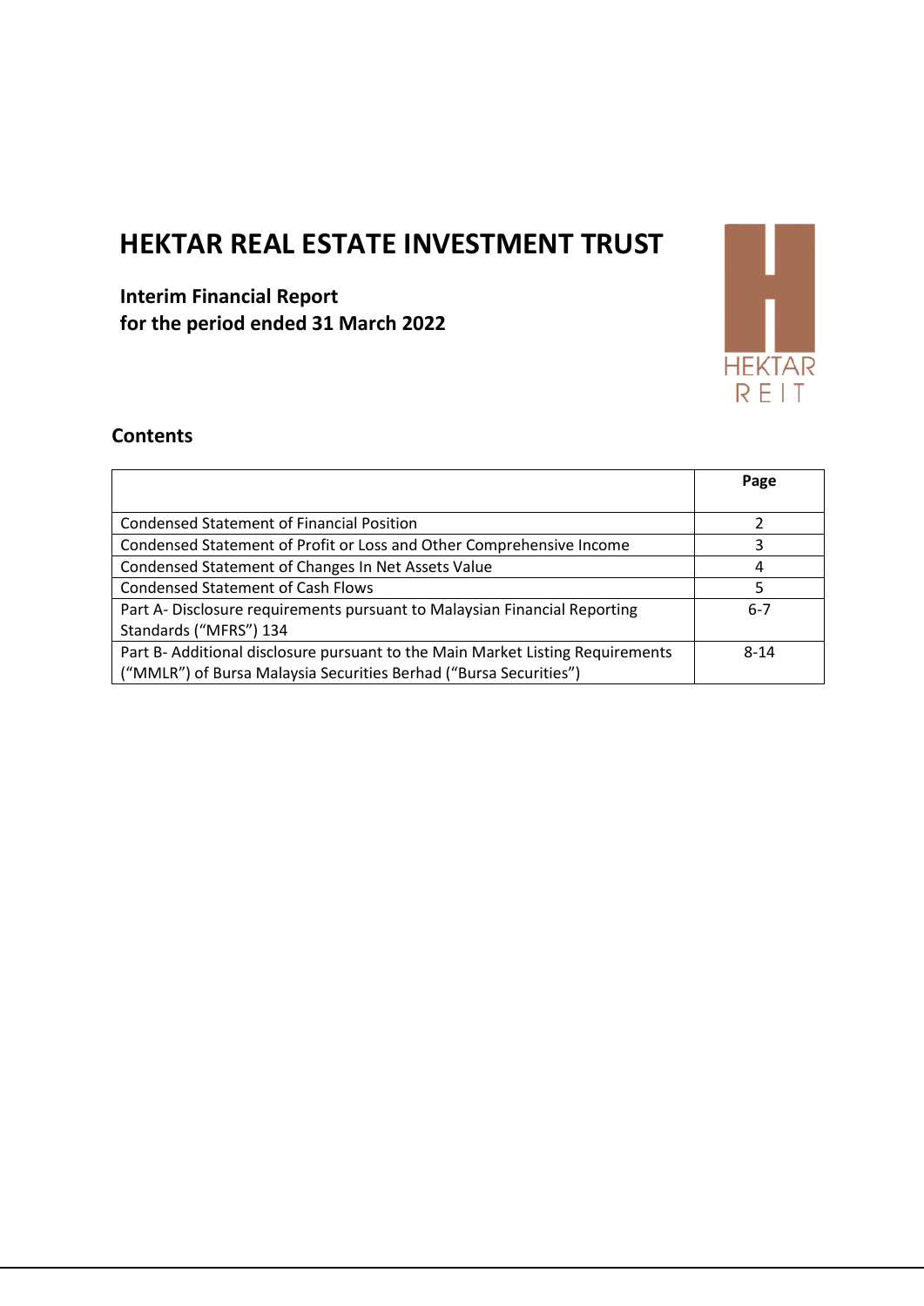# HEKTAR REAL ESTATE INVESTMENT TRUST

**Interim Financial Report**
**for the period ended 31 March 2022**

HEKTAR
REIT

## Contents

| | Page |
|---|---|
| Condensed Statement of Financial Position | 2 |
| Condensed Statement of Profit or Loss and Other Comprehensive Income | 3 |
| Condensed Statement of Changes In Net Assets Value | 4 |
| Condensed Statement of Cash Flows | 5 |
| Part A- Disclosure requirements pursuant to Malaysian Financial Reporting Standards ("MFRS") 134 | 6-7 |
| Part B- Additional disclosure pursuant to the Main Market Listing Requirements ("MMLR") of Bursa Malaysia Securities Berhad ("Bursa Securities") | 8-14 |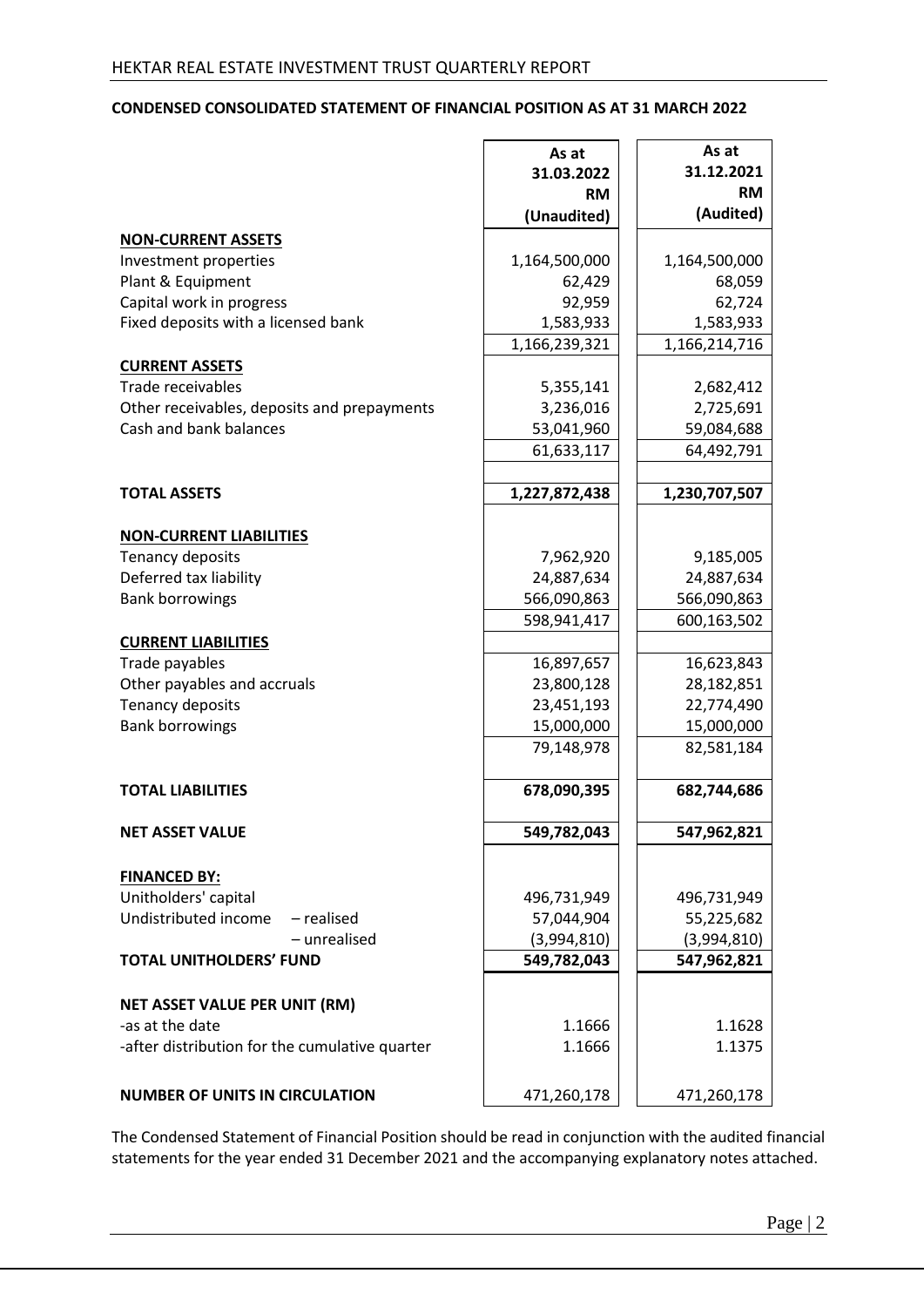HEKTAR REAL ESTATE INVESTMENT TRUST QUARTERLY REPORT

## CONDENSED CONSOLIDATED STATEMENT OF FINANCIAL POSITION AS AT 31 MARCH 2022

| | As at 31.03.2022 RM (Unaudited) | As at 31.12.2021 RM (Audited) |
|---|---|---|
| **NON-CURRENT ASSETS** | | |
| Investment properties | 1,164,500,000 | 1,164,500,000 |
| Plant & Equipment | 62,429 | 68,059 |
| Capital work in progress | 92,959 | 62,724 |
| Fixed deposits with a licensed bank | 1,583,933 | 1,583,933 |
| | 1,166,239,321 | 1,166,214,716 |
| **CURRENT ASSETS** | | |
| Trade receivables | 5,355,141 | 2,682,412 |
| Other receivables, deposits and prepayments | 3,236,016 | 2,725,691 |
| Cash and bank balances | 53,041,960 | 59,084,688 |
| | 61,633,117 | 64,492,791 |
| **TOTAL ASSETS** | **1,227,872,438** | **1,230,707,507** |
| **NON-CURRENT LIABILITIES** | | |
| Tenancy deposits | 7,962,920 | 9,185,005 |
| Deferred tax liability | 24,887,634 | 24,887,634 |
| Bank borrowings | 566,090,863 | 566,090,863 |
| | 598,941,417 | 600,163,502 |
| **CURRENT LIABILITIES** | | |
| Trade payables | 16,897,657 | 16,623,843 |
| Other payables and accruals | 23,800,128 | 28,182,851 |
| Tenancy deposits | 23,451,193 | 22,774,490 |
| Bank borrowings | 15,000,000 | 15,000,000 |
| | 79,148,978 | 82,581,184 |
| **TOTAL LIABILITIES** | **678,090,395** | **682,744,686** |
| **NET ASSET VALUE** | **549,782,043** | **547,962,821** |
| **FINANCED BY:** | | |
| Unitholders' capital | 496,731,949 | 496,731,949 |
| Undistributed income – realised | 57,044,904 | 55,225,682 |
| – unrealised | (3,994,810) | (3,994,810) |
| **TOTAL UNITHOLDERS' FUND** | **549,782,043** | **547,962,821** |
| **NET ASSET VALUE PER UNIT (RM)** | | |
| -as at the date | 1.1666 | 1.1628 |
| -after distribution for the cumulative quarter | 1.1666 | 1.1375 |
| **NUMBER OF UNITS IN CIRCULATION** | 471,260,178 | 471,260,178 |

The Condensed Statement of Financial Position should be read in conjunction with the audited financial statements for the year ended 31 December 2021 and the accompanying explanatory notes attached.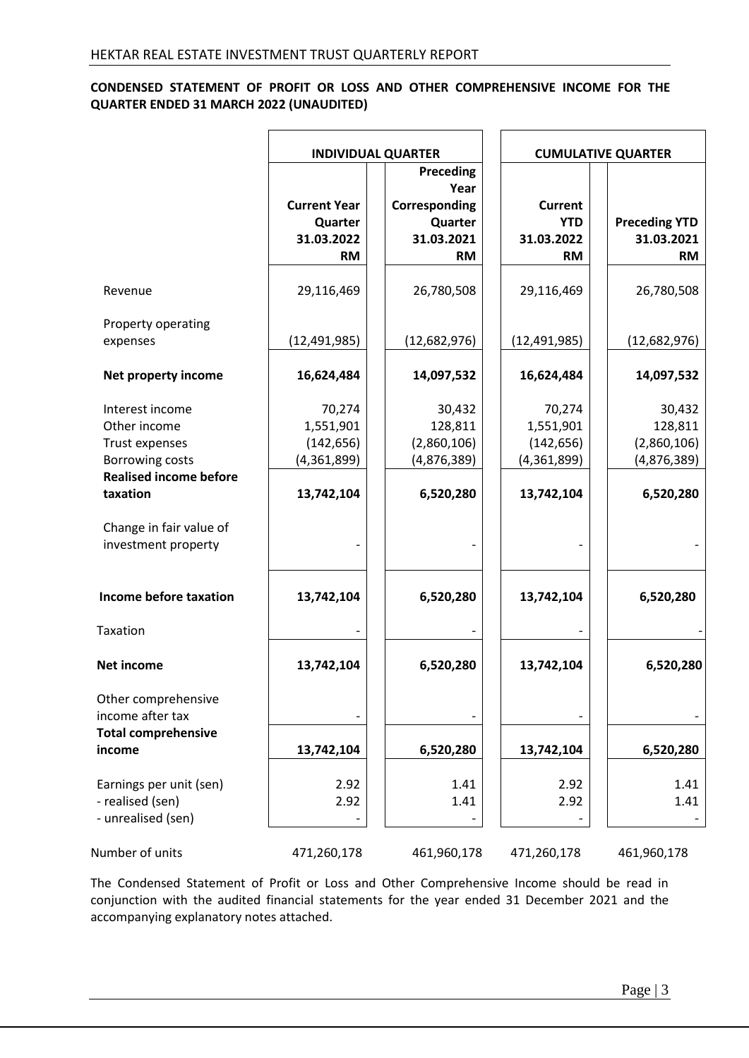HEKTAR REAL ESTATE INVESTMENT TRUST QUARTERLY REPORT

**CONDENSED STATEMENT OF PROFIT OR LOSS AND OTHER COMPREHENSIVE INCOME FOR THE QUARTER ENDED 31 MARCH 2022 (UNAUDITED)**

| | **INDIVIDUAL QUARTER** | | **CUMULATIVE QUARTER** | |
|---|---|---|---|---|
| | **Current Year Quarter 31.03.2022 RM** | **Preceding Year Corresponding Quarter 31.03.2021 RM** | **Current YTD 31.03.2022 RM** | **Preceding YTD 31.03.2021 RM** |
| Revenue | 29,116,469 | 26,780,508 | 29,116,469 | 26,780,508 |
| Property operating expenses | (12,491,985) | (12,682,976) | (12,491,985) | (12,682,976) |
| **Net property income** | **16,624,484** | **14,097,532** | **16,624,484** | **14,097,532** |
| Interest income | 70,274 | 30,432 | 70,274 | 30,432 |
| Other income | 1,551,901 | 128,811 | 1,551,901 | 128,811 |
| Trust expenses | (142,656) | (2,860,106) | (142,656) | (2,860,106) |
| Borrowing costs | (4,361,899) | (4,876,389) | (4,361,899) | (4,876,389) |
| **Realised income before taxation** | **13,742,104** | **6,520,280** | **13,742,104** | **6,520,280** |
| Change in fair value of investment property | - | - | - | - |
| **Income before taxation** | **13,742,104** | **6,520,280** | **13,742,104** | **6,520,280** |
| Taxation | - | - | - | - |
| **Net income** | **13,742,104** | **6,520,280** | **13,742,104** | **6,520,280** |
| Other comprehensive income after tax | - | - | - | - |
| **Total comprehensive income** | **13,742,104** | **6,520,280** | **13,742,104** | **6,520,280** |
| Earnings per unit (sen) | 2.92 | 1.41 | 2.92 | 1.41 |
| - realised (sen) | 2.92 | 1.41 | 2.92 | 1.41 |
| - unrealised (sen) | - | - | - | - |
| Number of units | 471,260,178 | 461,960,178 | 471,260,178 | 461,960,178 |

The Condensed Statement of Profit or Loss and Other Comprehensive Income should be read in conjunction with the audited financial statements for the year ended 31 December 2021 and the accompanying explanatory notes attached.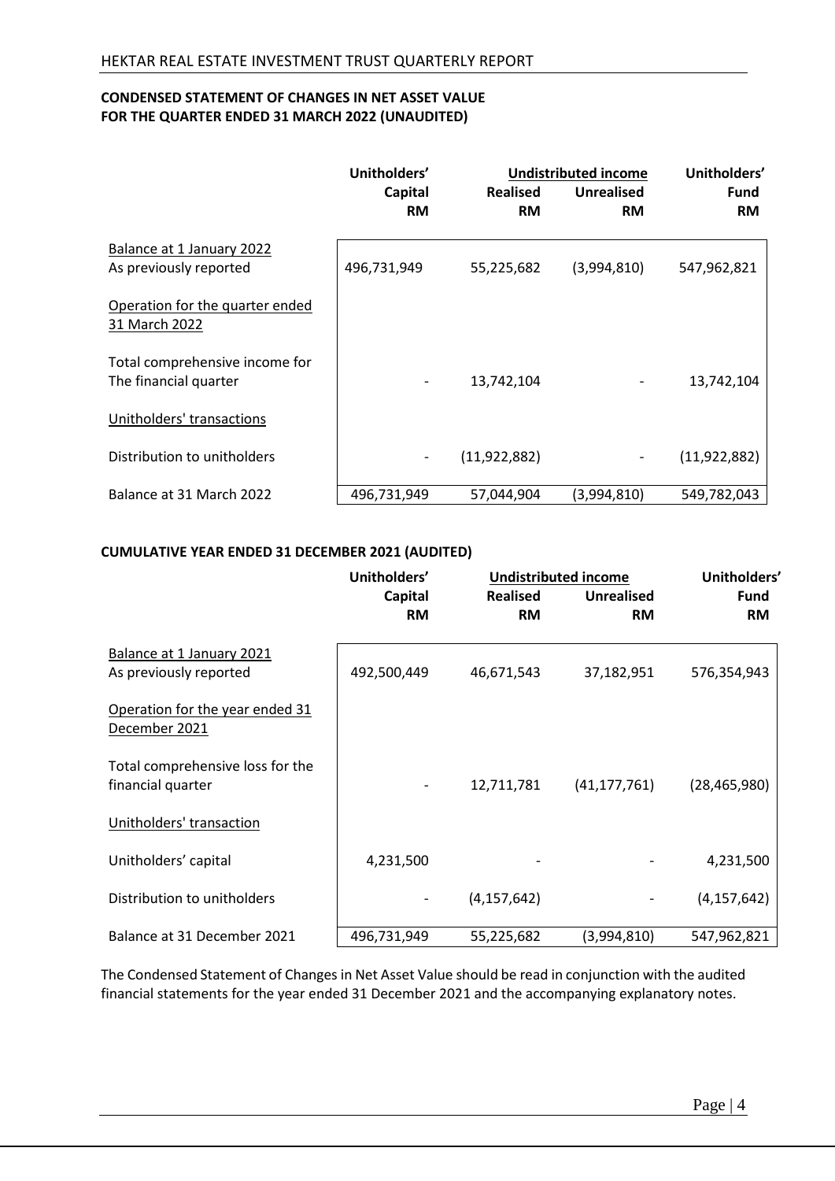**CONDENSED STATEMENT OF CHANGES IN NET ASSET VALUE**
**FOR THE QUARTER ENDED 31 MARCH 2022 (UNAUDITED)**

| | Unitholders' Capital RM | Undistributed income | | Unitholders' Fund RM |
|---|---|---|---|---|
| | | Realised RM | Unrealised RM | |
| Balance at 1 January 2022 As previously reported | 496,731,949 | 55,225,682 | (3,994,810) | 547,962,821 |
| Operation for the quarter ended 31 March 2022 | | | | |
| Total comprehensive income for The financial quarter | - | 13,742,104 | - | 13,742,104 |
| Unitholders' transactions | | | | |
| Distribution to unitholders | - | (11,922,882) | - | (11,922,882) |
| Balance at 31 March 2022 | 496,731,949 | 57,044,904 | (3,994,810) | 549,782,043 |

**CUMULATIVE YEAR ENDED 31 DECEMBER 2021 (AUDITED)**

| | Unitholders' Capital RM | Undistributed income | | Unitholders' Fund RM |
|---|---|---|---|---|
| | | Realised RM | Unrealised RM | |
| Balance at 1 January 2021 As previously reported | 492,500,449 | 46,671,543 | 37,182,951 | 576,354,943 |
| Operation for the year ended 31 December 2021 | | | | |
| Total comprehensive loss for the financial quarter | - | 12,711,781 | (41,177,761) | (28,465,980) |
| Unitholders' transaction | | | | |
| Unitholders' capital | 4,231,500 | - | - | 4,231,500 |
| Distribution to unitholders | - | (4,157,642) | - | (4,157,642) |
| Balance at 31 December 2021 | 496,731,949 | 55,225,682 | (3,994,810) | 547,962,821 |

The Condensed Statement of Changes in Net Asset Value should be read in conjunction with the audited financial statements for the year ended 31 December 2021 and the accompanying explanatory notes.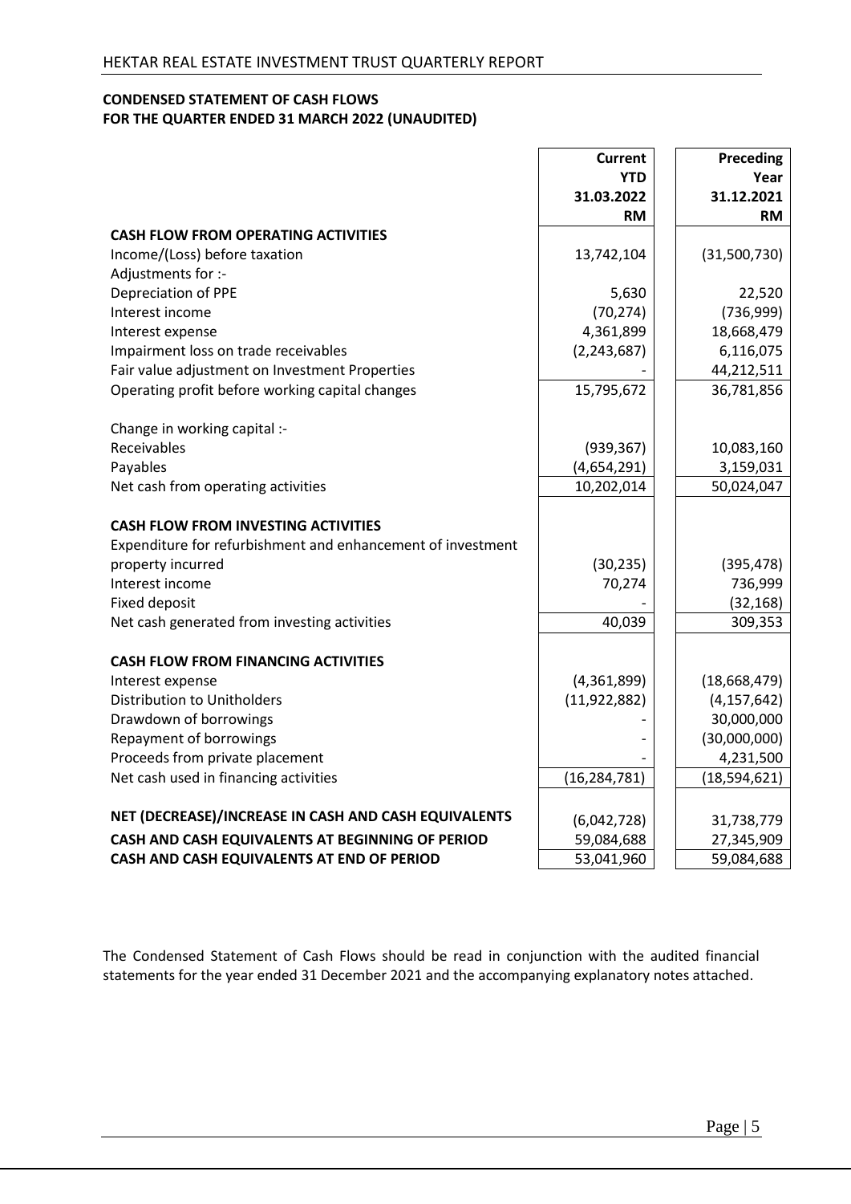**CONDENSED STATEMENT OF CASH FLOWS**
**FOR THE QUARTER ENDED 31 MARCH 2022 (UNAUDITED)**

| | Current YTD 31.03.2022 RM | Preceding Year 31.12.2021 RM |
|---|---|---|
| **CASH FLOW FROM OPERATING ACTIVITIES** | | |
| Income/(Loss) before taxation | 13,742,104 | (31,500,730) |
| Adjustments for :- | | |
| Depreciation of PPE | 5,630 | 22,520 |
| Interest income | (70,274) | (736,999) |
| Interest expense | 4,361,899 | 18,668,479 |
| Impairment loss on trade receivables | (2,243,687) | 6,116,075 |
| Fair value adjustment on Investment Properties | - | 44,212,511 |
| Operating profit before working capital changes | 15,795,672 | 36,781,856 |
| | | |
| Change in working capital :- | | |
| Receivables | (939,367) | 10,083,160 |
| Payables | (4,654,291) | 3,159,031 |
| Net cash from operating activities | 10,202,014 | 50,024,047 |
| | | |
| **CASH FLOW FROM INVESTING ACTIVITIES** | | |
| Expenditure for refurbishment and enhancement of investment property incurred | (30,235) | (395,478) |
| Interest income | 70,274 | 736,999 |
| Fixed deposit | - | (32,168) |
| Net cash generated from investing activities | 40,039 | 309,353 |
| | | |
| **CASH FLOW FROM FINANCING ACTIVITIES** | | |
| Interest expense | (4,361,899) | (18,668,479) |
| Distribution to Unitholders | (11,922,882) | (4,157,642) |
| Drawdown of borrowings | - | 30,000,000 |
| Repayment of borrowings | - | (30,000,000) |
| Proceeds from private placement | - | 4,231,500 |
| Net cash used in financing activities | (16,284,781) | (18,594,621) |
| | | |
| **NET (DECREASE)/INCREASE IN CASH AND CASH EQUIVALENTS** | (6,042,728) | 31,738,779 |
| **CASH AND CASH EQUIVALENTS AT BEGINNING OF PERIOD** | 59,084,688 | 27,345,909 |
| **CASH AND CASH EQUIVALENTS AT END OF PERIOD** | 53,041,960 | 59,084,688 |

The Condensed Statement of Cash Flows should be read in conjunction with the audited financial statements for the year ended 31 December 2021 and the accompanying explanatory notes attached.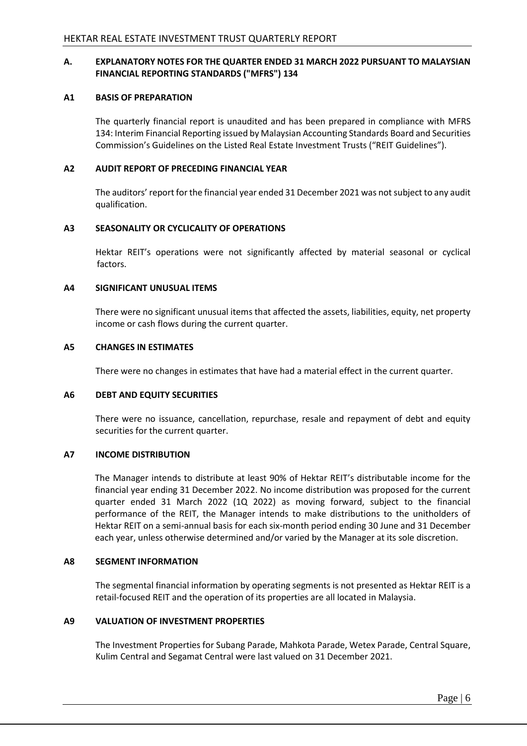## A. EXPLANATORY NOTES FOR THE QUARTER ENDED 31 MARCH 2022 PURSUANT TO MALAYSIAN FINANCIAL REPORTING STANDARDS ("MFRS") 134

### A1 BASIS OF PREPARATION

The quarterly financial report is unaudited and has been prepared in compliance with MFRS 134: Interim Financial Reporting issued by Malaysian Accounting Standards Board and Securities Commission's Guidelines on the Listed Real Estate Investment Trusts ("REIT Guidelines").

### A2 AUDIT REPORT OF PRECEDING FINANCIAL YEAR

The auditors' report for the financial year ended 31 December 2021 was not subject to any audit qualification.

### A3 SEASONALITY OR CYCLICALITY OF OPERATIONS

Hektar REIT's operations were not significantly affected by material seasonal or cyclical factors.

### A4 SIGNIFICANT UNUSUAL ITEMS

There were no significant unusual items that affected the assets, liabilities, equity, net property income or cash flows during the current quarter.

### A5 CHANGES IN ESTIMATES

There were no changes in estimates that have had a material effect in the current quarter.

### A6 DEBT AND EQUITY SECURITIES

There were no issuance, cancellation, repurchase, resale and repayment of debt and equity securities for the current quarter.

### A7 INCOME DISTRIBUTION

The Manager intends to distribute at least 90% of Hektar REIT's distributable income for the financial year ending 31 December 2022. No income distribution was proposed for the current quarter ended 31 March 2022 (1Q 2022) as moving forward, subject to the financial performance of the REIT, the Manager intends to make distributions to the unitholders of Hektar REIT on a semi-annual basis for each six-month period ending 30 June and 31 December each year, unless otherwise determined and/or varied by the Manager at its sole discretion.

### A8 SEGMENT INFORMATION

The segmental financial information by operating segments is not presented as Hektar REIT is a retail-focused REIT and the operation of its properties are all located in Malaysia.

### A9 VALUATION OF INVESTMENT PROPERTIES

The Investment Properties for Subang Parade, Mahkota Parade, Wetex Parade, Central Square, Kulim Central and Segamat Central were last valued on 31 December 2021.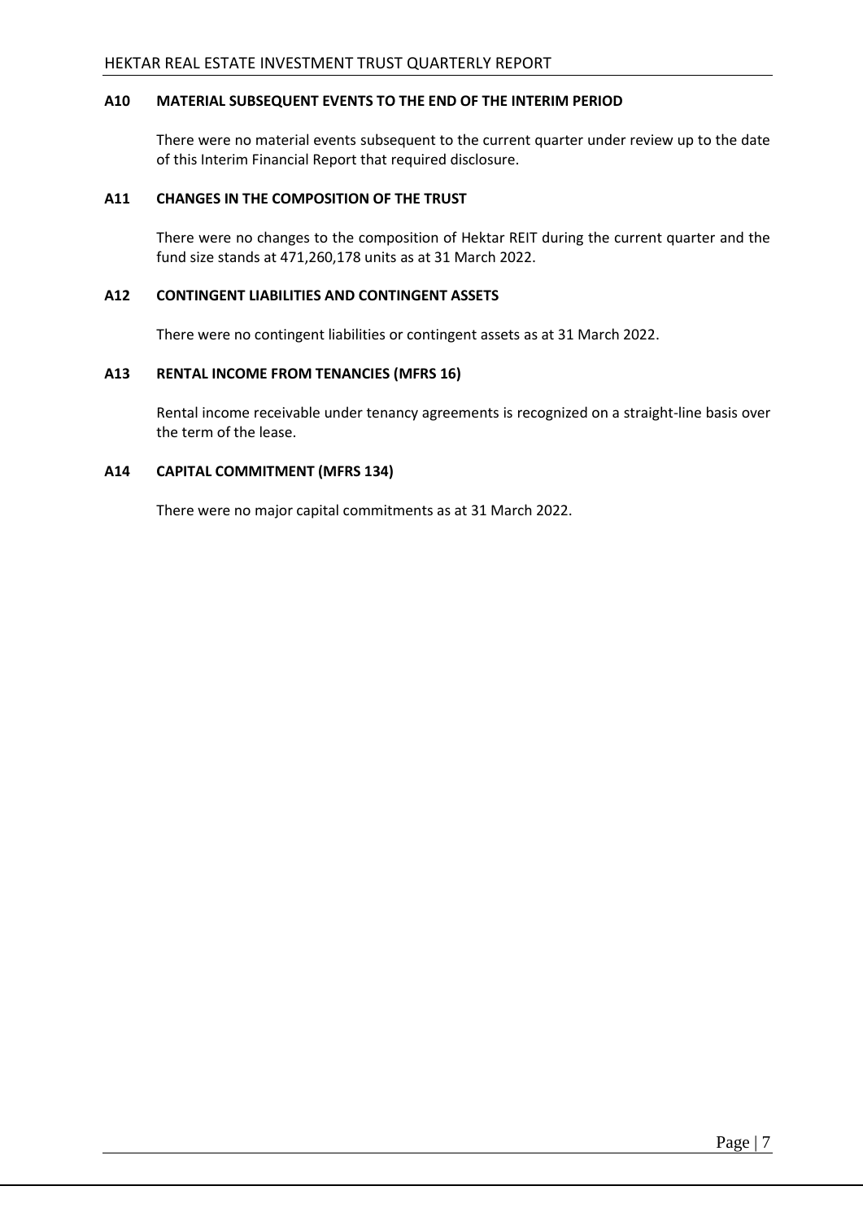### A10 MATERIAL SUBSEQUENT EVENTS TO THE END OF THE INTERIM PERIOD

There were no material events subsequent to the current quarter under review up to the date of this Interim Financial Report that required disclosure.

### A11 CHANGES IN THE COMPOSITION OF THE TRUST

There were no changes to the composition of Hektar REIT during the current quarter and the fund size stands at 471,260,178 units as at 31 March 2022.

### A12 CONTINGENT LIABILITIES AND CONTINGENT ASSETS

There were no contingent liabilities or contingent assets as at 31 March 2022.

### A13 RENTAL INCOME FROM TENANCIES (MFRS 16)

Rental income receivable under tenancy agreements is recognized on a straight-line basis over the term of the lease.

### A14 CAPITAL COMMITMENT (MFRS 134)

There were no major capital commitments as at 31 March 2022.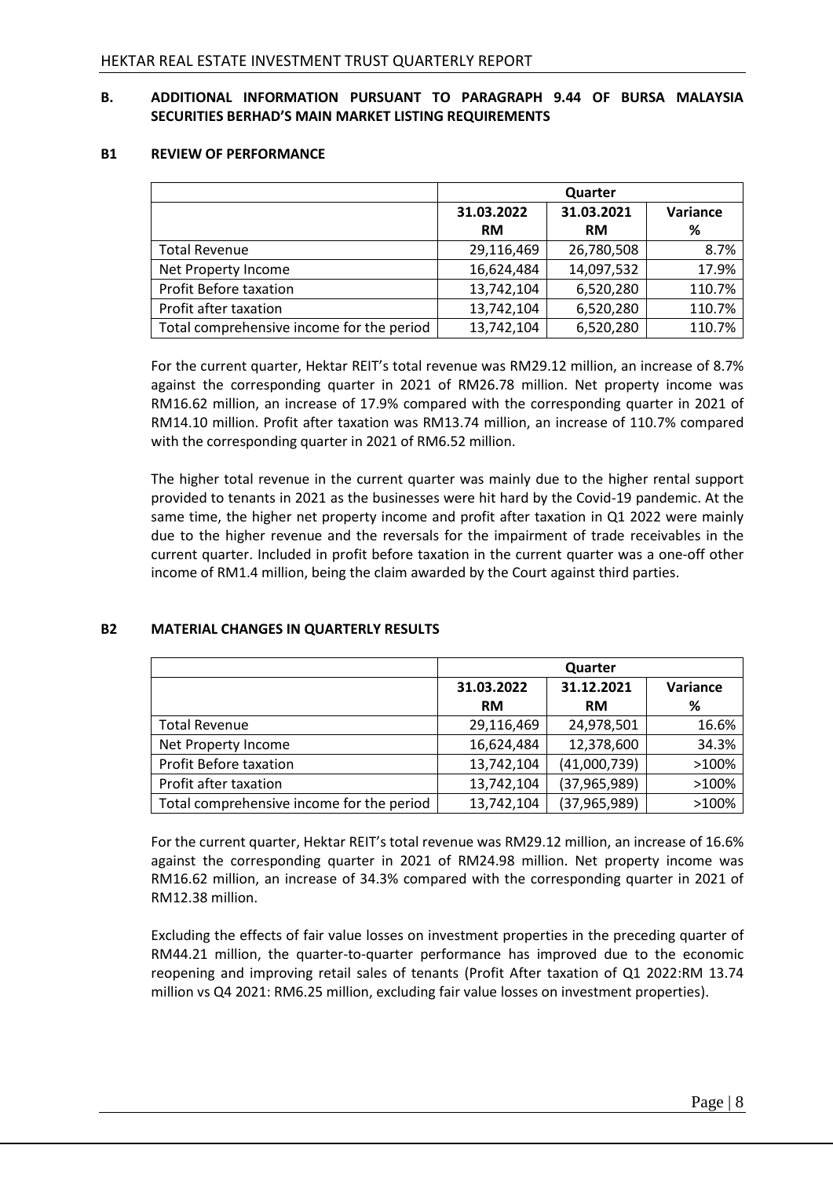## B. ADDITIONAL INFORMATION PURSUANT TO PARAGRAPH 9.44 OF BURSA MALAYSIA SECURITIES BERHAD'S MAIN MARKET LISTING REQUIREMENTS

### B1 REVIEW OF PERFORMANCE

| | Quarter | | |
|---|---|---|---|
| | 31.03.2022<br>RM | 31.03.2021<br>RM | Variance<br>% |
| Total Revenue | 29,116,469 | 26,780,508 | 8.7% |
| Net Property Income | 16,624,484 | 14,097,532 | 17.9% |
| Profit Before taxation | 13,742,104 | 6,520,280 | 110.7% |
| Profit after taxation | 13,742,104 | 6,520,280 | 110.7% |
| Total comprehensive income for the period | 13,742,104 | 6,520,280 | 110.7% |

For the current quarter, Hektar REIT's total revenue was RM29.12 million, an increase of 8.7% against the corresponding quarter in 2021 of RM26.78 million. Net property income was RM16.62 million, an increase of 17.9% compared with the corresponding quarter in 2021 of RM14.10 million. Profit after taxation was RM13.74 million, an increase of 110.7% compared with the corresponding quarter in 2021 of RM6.52 million.

The higher total revenue in the current quarter was mainly due to the higher rental support provided to tenants in 2021 as the businesses were hit hard by the Covid-19 pandemic. At the same time, the higher net property income and profit after taxation in Q1 2022 were mainly due to the higher revenue and the reversals for the impairment of trade receivables in the current quarter. Included in profit before taxation in the current quarter was a one-off other income of RM1.4 million, being the claim awarded by the Court against third parties.

### B2 MATERIAL CHANGES IN QUARTERLY RESULTS

| | Quarter | | |
|---|---|---|---|
| | 31.03.2022<br>RM | 31.12.2021<br>RM | Variance<br>% |
| Total Revenue | 29,116,469 | 24,978,501 | 16.6% |
| Net Property Income | 16,624,484 | 12,378,600 | 34.3% |
| Profit Before taxation | 13,742,104 | (41,000,739) | >100% |
| Profit after taxation | 13,742,104 | (37,965,989) | >100% |
| Total comprehensive income for the period | 13,742,104 | (37,965,989) | >100% |

For the current quarter, Hektar REIT's total revenue was RM29.12 million, an increase of 16.6% against the corresponding quarter in 2021 of RM24.98 million. Net property income was RM16.62 million, an increase of 34.3% compared with the corresponding quarter in 2021 of RM12.38 million.

Excluding the effects of fair value losses on investment properties in the preceding quarter of RM44.21 million, the quarter-to-quarter performance has improved due to the economic reopening and improving retail sales of tenants (Profit After taxation of Q1 2022:RM 13.74 million vs Q4 2021: RM6.25 million, excluding fair value losses on investment properties).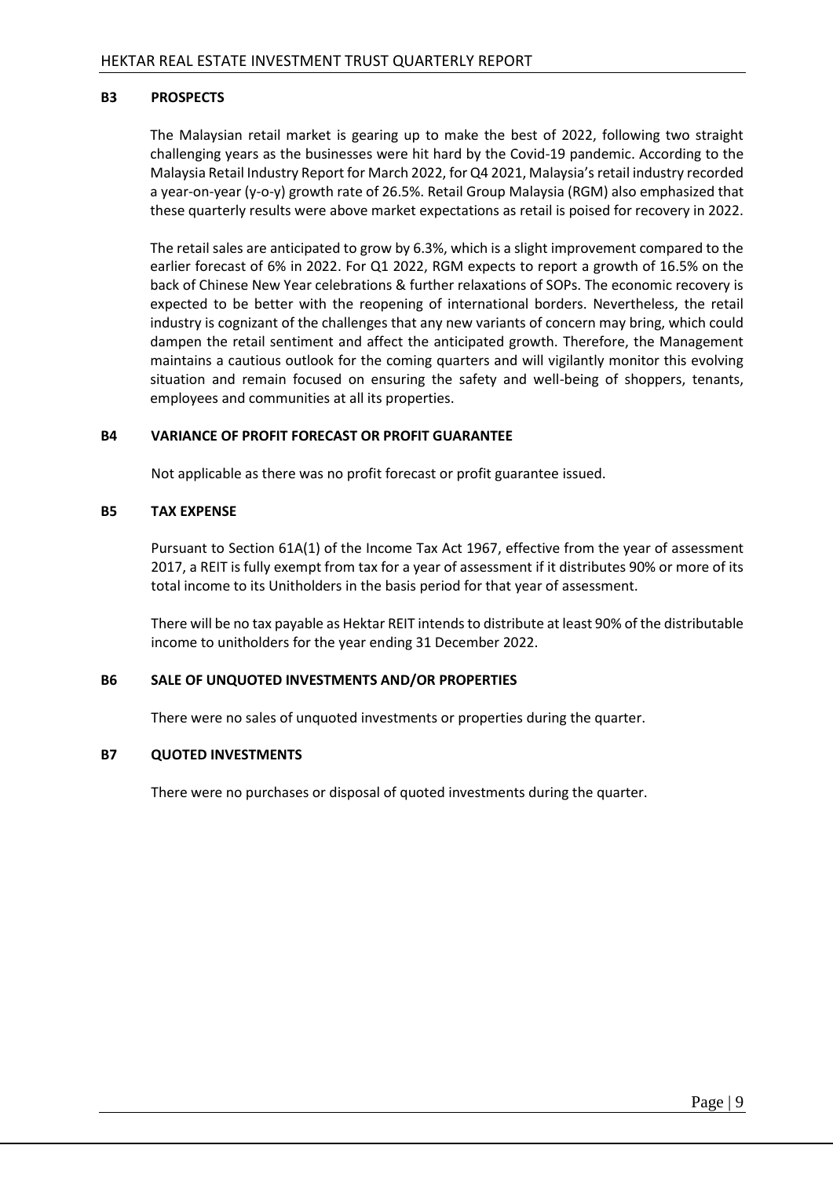## B3 PROSPECTS

The Malaysian retail market is gearing up to make the best of 2022, following two straight challenging years as the businesses were hit hard by the Covid-19 pandemic. According to the Malaysia Retail Industry Report for March 2022, for Q4 2021, Malaysia's retail industry recorded a year-on-year (y-o-y) growth rate of 26.5%. Retail Group Malaysia (RGM) also emphasized that these quarterly results were above market expectations as retail is poised for recovery in 2022.

The retail sales are anticipated to grow by 6.3%, which is a slight improvement compared to the earlier forecast of 6% in 2022. For Q1 2022, RGM expects to report a growth of 16.5% on the back of Chinese New Year celebrations & further relaxations of SOPs. The economic recovery is expected to be better with the reopening of international borders. Nevertheless, the retail industry is cognizant of the challenges that any new variants of concern may bring, which could dampen the retail sentiment and affect the anticipated growth. Therefore, the Management maintains a cautious outlook for the coming quarters and will vigilantly monitor this evolving situation and remain focused on ensuring the safety and well-being of shoppers, tenants, employees and communities at all its properties.

## B4 VARIANCE OF PROFIT FORECAST OR PROFIT GUARANTEE

Not applicable as there was no profit forecast or profit guarantee issued.

## B5 TAX EXPENSE

Pursuant to Section 61A(1) of the Income Tax Act 1967, effective from the year of assessment 2017, a REIT is fully exempt from tax for a year of assessment if it distributes 90% or more of its total income to its Unitholders in the basis period for that year of assessment.

There will be no tax payable as Hektar REIT intends to distribute at least 90% of the distributable income to unitholders for the year ending 31 December 2022.

## B6 SALE OF UNQUOTED INVESTMENTS AND/OR PROPERTIES

There were no sales of unquoted investments or properties during the quarter.

## B7 QUOTED INVESTMENTS

There were no purchases or disposal of quoted investments during the quarter.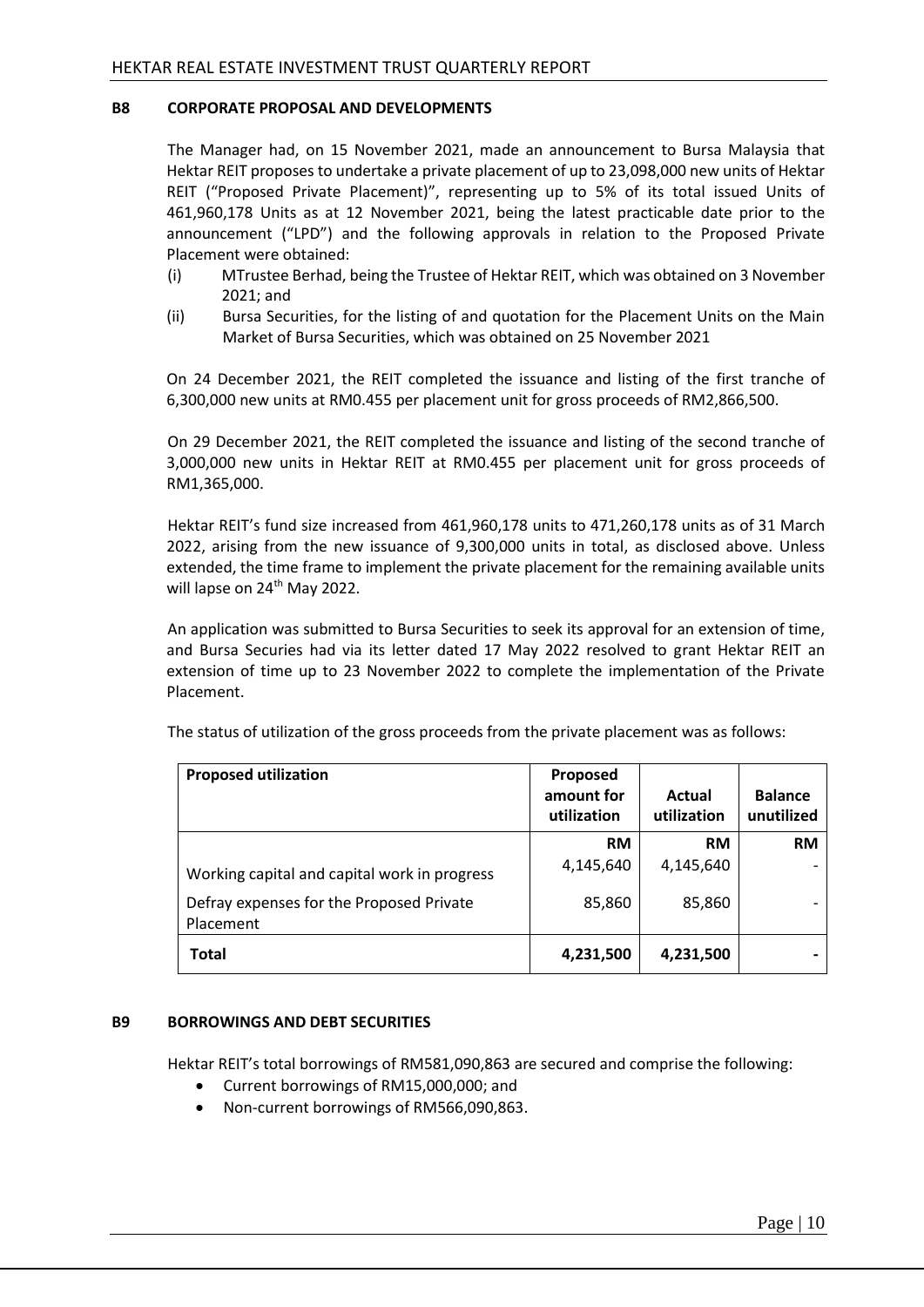## B8 CORPORATE PROPOSAL AND DEVELOPMENTS

The Manager had, on 15 November 2021, made an announcement to Bursa Malaysia that Hektar REIT proposes to undertake a private placement of up to 23,098,000 new units of Hektar REIT ("Proposed Private Placement)", representing up to 5% of its total issued Units of 461,960,178 Units as at 12 November 2021, being the latest practicable date prior to the announcement ("LPD") and the following approvals in relation to the Proposed Private Placement were obtained:

(i) MTrustee Berhad, being the Trustee of Hektar REIT, which was obtained on 3 November 2021; and

(ii) Bursa Securities, for the listing of and quotation for the Placement Units on the Main Market of Bursa Securities, which was obtained on 25 November 2021

On 24 December 2021, the REIT completed the issuance and listing of the first tranche of 6,300,000 new units at RM0.455 per placement unit for gross proceeds of RM2,866,500.

On 29 December 2021, the REIT completed the issuance and listing of the second tranche of 3,000,000 new units in Hektar REIT at RM0.455 per placement unit for gross proceeds of RM1,365,000.

Hektar REIT's fund size increased from 461,960,178 units to 471,260,178 units as of 31 March 2022, arising from the new issuance of 9,300,000 units in total, as disclosed above. Unless extended, the time frame to implement the private placement for the remaining available units will lapse on 24th May 2022.

An application was submitted to Bursa Securities to seek its approval for an extension of time, and Bursa Securies had via its letter dated 17 May 2022 resolved to grant Hektar REIT an extension of time up to 23 November 2022 to complete the implementation of the Private Placement.

The status of utilization of the gross proceeds from the private placement was as follows:

| Proposed utilization | Proposed amount for utilization | Actual utilization | Balance unutilized |
|---|---|---|---|
| | RM | RM | RM |
| Working capital and capital work in progress | 4,145,640 | 4,145,640 | - |
| Defray expenses for the Proposed Private Placement | 85,860 | 85,860 | - |
| **Total** | **4,231,500** | **4,231,500** | **-** |

## B9 BORROWINGS AND DEBT SECURITIES

Hektar REIT's total borrowings of RM581,090,863 are secured and comprise the following:

- Current borrowings of RM15,000,000; and
- Non-current borrowings of RM566,090,863.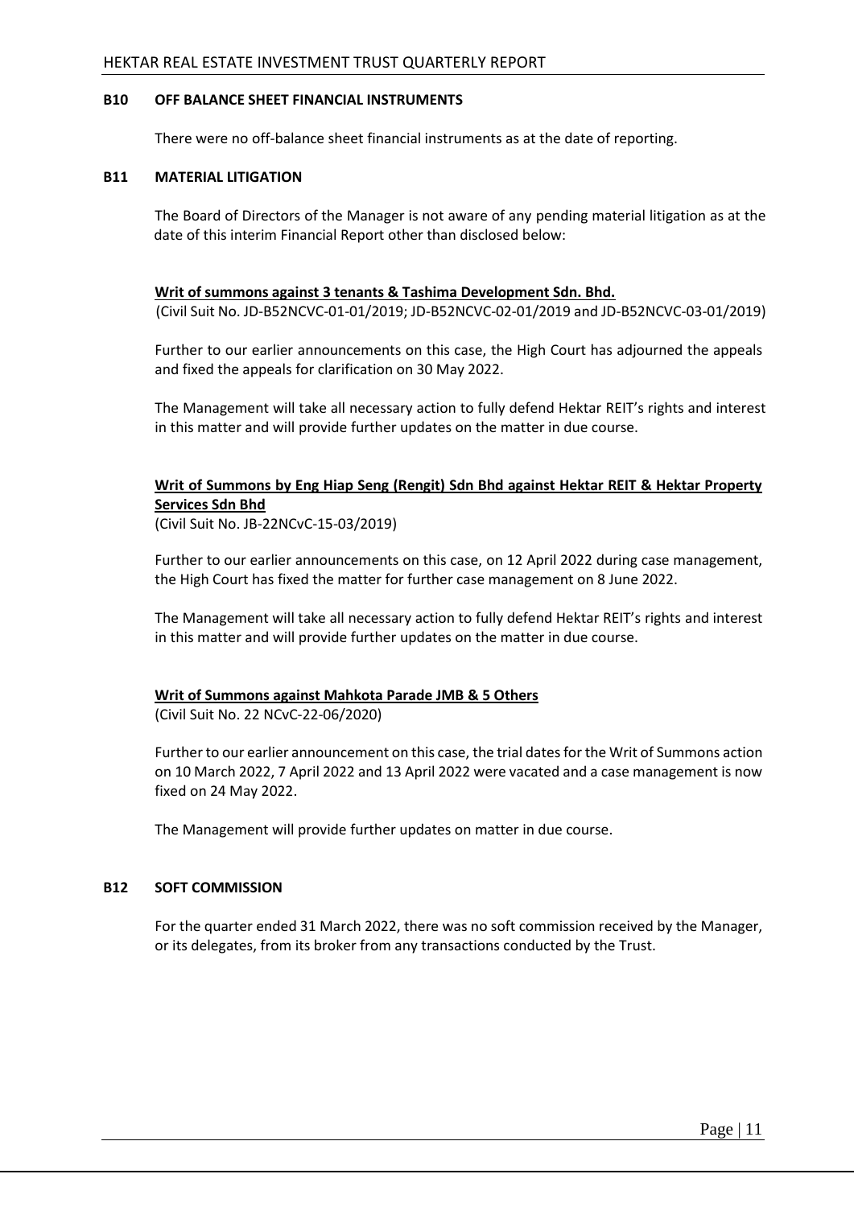## B10 OFF BALANCE SHEET FINANCIAL INSTRUMENTS

There were no off-balance sheet financial instruments as at the date of reporting.

## B11 MATERIAL LITIGATION

The Board of Directors of the Manager is not aware of any pending material litigation as at the date of this interim Financial Report other than disclosed below:

**Writ of summons against 3 tenants & Tashima Development Sdn. Bhd.**
(Civil Suit No. JD-B52NCVC-01-01/2019; JD-B52NCVC-02-01/2019 and JD-B52NCVC-03-01/2019)

Further to our earlier announcements on this case, the High Court has adjourned the appeals and fixed the appeals for clarification on 30 May 2022.

The Management will take all necessary action to fully defend Hektar REIT's rights and interest in this matter and will provide further updates on the matter in due course.

**Writ of Summons by Eng Hiap Seng (Rengit) Sdn Bhd against Hektar REIT & Hektar Property Services Sdn Bhd**
(Civil Suit No. JB-22NCvC-15-03/2019)

Further to our earlier announcements on this case, on 12 April 2022 during case management, the High Court has fixed the matter for further case management on 8 June 2022.

The Management will take all necessary action to fully defend Hektar REIT's rights and interest in this matter and will provide further updates on the matter in due course.

**Writ of Summons against Mahkota Parade JMB & 5 Others**
(Civil Suit No. 22 NCvC-22-06/2020)

Further to our earlier announcement on this case, the trial dates for the Writ of Summons action on 10 March 2022, 7 April 2022 and 13 April 2022 were vacated and a case management is now fixed on 24 May 2022.

The Management will provide further updates on matter in due course.

## B12 SOFT COMMISSION

For the quarter ended 31 March 2022, there was no soft commission received by the Manager, or its delegates, from its broker from any transactions conducted by the Trust.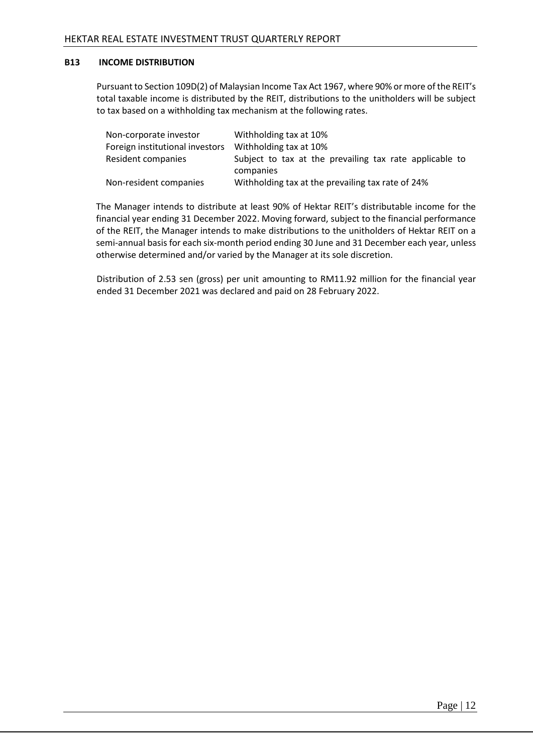### B13 INCOME DISTRIBUTION

Pursuant to Section 109D(2) of Malaysian Income Tax Act 1967, where 90% or more of the REIT's total taxable income is distributed by the REIT, distributions to the unitholders will be subject to tax based on a withholding tax mechanism at the following rates.

| | |
|---|---|
| Non-corporate investor | Withholding tax at 10% |
| Foreign institutional investors | Withholding tax at 10% |
| Resident companies | Subject to tax at the prevailing tax rate applicable to companies |
| Non-resident companies | Withholding tax at the prevailing tax rate of 24% |

The Manager intends to distribute at least 90% of Hektar REIT's distributable income for the financial year ending 31 December 2022. Moving forward, subject to the financial performance of the REIT, the Manager intends to make distributions to the unitholders of Hektar REIT on a semi-annual basis for each six-month period ending 30 June and 31 December each year, unless otherwise determined and/or varied by the Manager at its sole discretion.

Distribution of 2.53 sen (gross) per unit amounting to RM11.92 million for the financial year ended 31 December 2021 was declared and paid on 28 February 2022.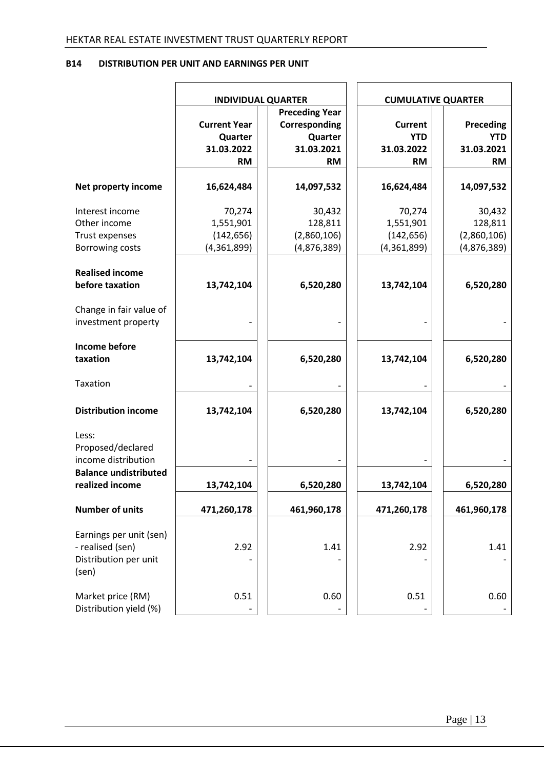**B14 DISTRIBUTION PER UNIT AND EARNINGS PER UNIT**

| | INDIVIDUAL QUARTER | | CUMULATIVE QUARTER | |
|---|---|---|---|---|
| | Current Year Quarter 31.03.2022 RM | Preceding Year Corresponding Quarter 31.03.2021 RM | Current YTD 31.03.2022 RM | Preceding YTD 31.03.2021 RM |
| **Net property income** | **16,624,484** | **14,097,532** | **16,624,484** | **14,097,532** |
| Interest income | 70,274 | 30,432 | 70,274 | 30,432 |
| Other income | 1,551,901 | 128,811 | 1,551,901 | 128,811 |
| Trust expenses | (142,656) | (2,860,106) | (142,656) | (2,860,106) |
| Borrowing costs | (4,361,899) | (4,876,389) | (4,361,899) | (4,876,389) |
| **Realised income before taxation** | **13,742,104** | **6,520,280** | **13,742,104** | **6,520,280** |
| Change in fair value of investment property | - | - | - | - |
| **Income before taxation** | **13,742,104** | **6,520,280** | **13,742,104** | **6,520,280** |
| Taxation | - | - | - | - |
| **Distribution income** | **13,742,104** | **6,520,280** | **13,742,104** | **6,520,280** |
| Less: Proposed/declared income distribution | - | - | - | - |
| **Balance undistributed realized income** | **13,742,104** | **6,520,280** | **13,742,104** | **6,520,280** |
| **Number of units** | **471,260,178** | **461,960,178** | **471,260,178** | **461,960,178** |
| Earnings per unit (sen) - realised (sen) | 2.92 | 1.41 | 2.92 | 1.41 |
| Distribution per unit (sen) | - | - | - | - |
| Market price (RM) | 0.51 | 0.60 | 0.51 | 0.60 |
| Distribution yield (%) | - | - | - | - |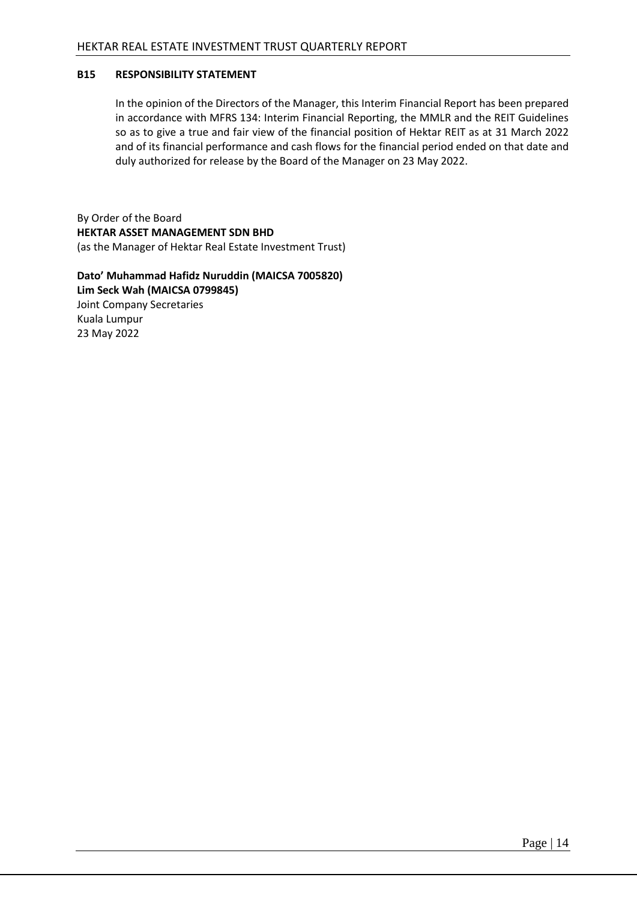### B15 RESPONSIBILITY STATEMENT

In the opinion of the Directors of the Manager, this Interim Financial Report has been prepared in accordance with MFRS 134: Interim Financial Reporting, the MMLR and the REIT Guidelines so as to give a true and fair view of the financial position of Hektar REIT as at 31 March 2022 and of its financial performance and cash flows for the financial period ended on that date and duly authorized for release by the Board of the Manager on 23 May 2022.

By Order of the Board  
**HEKTAR ASSET MANAGEMENT SDN BHD**  
(as the Manager of Hektar Real Estate Investment Trust)

**Dato' Muhammad Hafidz Nuruddin (MAICSA 7005820)**  
**Lim Seck Wah (MAICSA 0799845)**  
Joint Company Secretaries  
Kuala Lumpur  
23 May 2022